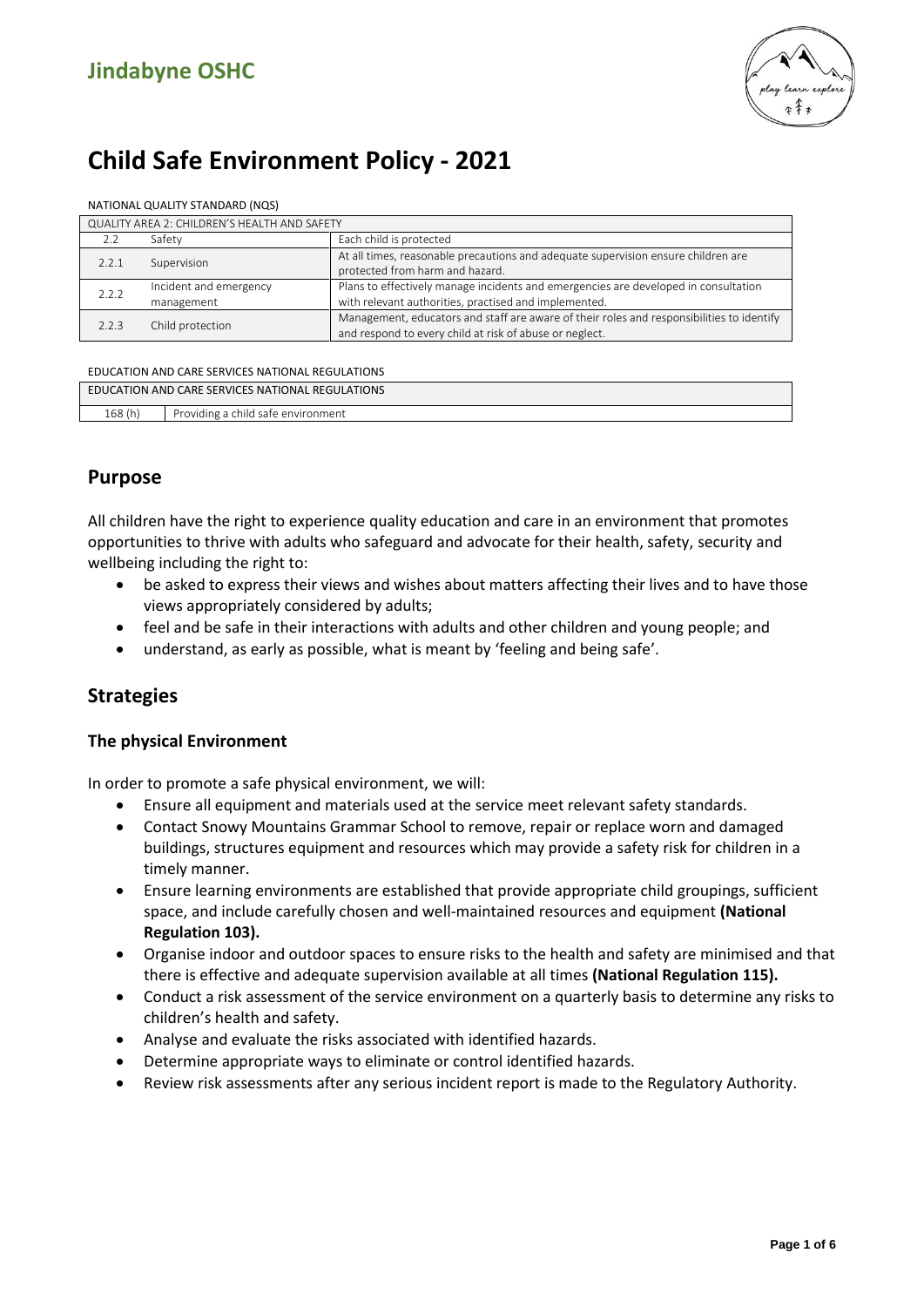## Jindabyne OSHC

# Child Safe Environment Policy - 2021

NATIONAL QUALITY STANDARD (NQS)

| QUALITY AREA 2: CHILDREN'S HEALTH AND SAFETY | | |
|---|---|---|
| 2.2 | Safety | Each child is protected |
| 2.2.1 | Supervision | At all times, reasonable precautions and adequate supervision ensure children are protected from harm and hazard. |
| 2.2.2 | Incident and emergency management | Plans to effectively manage incidents and emergencies are developed in consultation with relevant authorities, practised and implemented. |
| 2.2.3 | Child protection | Management, educators and staff are aware of their roles and responsibilities to identify and respond to every child at risk of abuse or neglect. |

EDUCATION AND CARE SERVICES NATIONAL REGULATIONS

| EDUCATION AND CARE SERVICES NATIONAL REGULATIONS | |
|---|---|
| 168 (h) | Providing a child safe environment |

## Purpose

All children have the right to experience quality education and care in an environment that promotes opportunities to thrive with adults who safeguard and advocate for their health, safety, security and wellbeing including the right to:

- be asked to express their views and wishes about matters affecting their lives and to have those views appropriately considered by adults;
- feel and be safe in their interactions with adults and other children and young people; and
- understand, as early as possible, what is meant by 'feeling and being safe'.

## Strategies

### The physical Environment

In order to promote a safe physical environment, we will:

- Ensure all equipment and materials used at the service meet relevant safety standards.
- Contact Snowy Mountains Grammar School to remove, repair or replace worn and damaged buildings, structures equipment and resources which may provide a safety risk for children in a timely manner.
- Ensure learning environments are established that provide appropriate child groupings, sufficient space, and include carefully chosen and well-maintained resources and equipment **(National Regulation 103).**
- Organise indoor and outdoor spaces to ensure risks to the health and safety are minimised and that there is effective and adequate supervision available at all times **(National Regulation 115).**
- Conduct a risk assessment of the service environment on a quarterly basis to determine any risks to children's health and safety.
- Analyse and evaluate the risks associated with identified hazards.
- Determine appropriate ways to eliminate or control identified hazards.
- Review risk assessments after any serious incident report is made to the Regulatory Authority.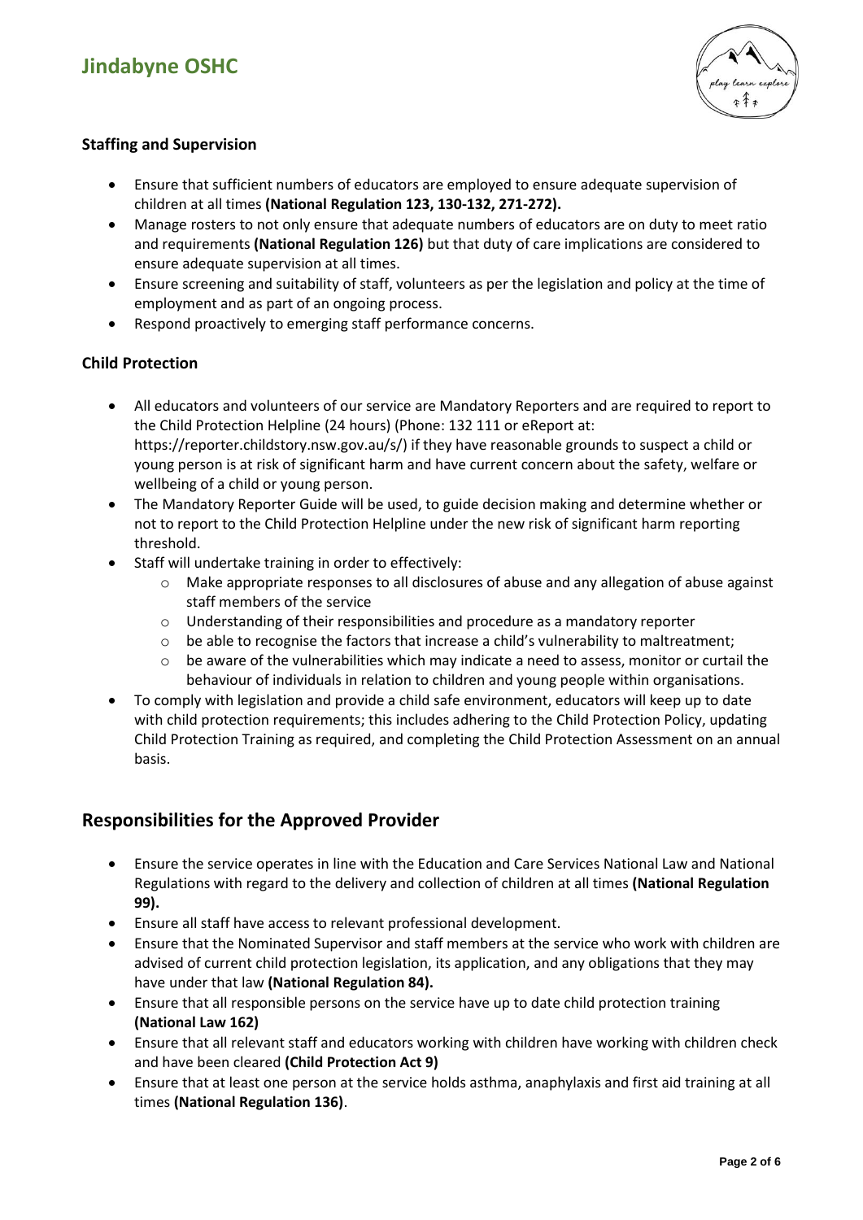### Staffing and Supervision

- Ensure that sufficient numbers of educators are employed to ensure adequate supervision of children at all times **(National Regulation 123, 130-132, 271-272).**
- Manage rosters to not only ensure that adequate numbers of educators are on duty to meet ratio and requirements **(National Regulation 126)** but that duty of care implications are considered to ensure adequate supervision at all times.
- Ensure screening and suitability of staff, volunteers as per the legislation and policy at the time of employment and as part of an ongoing process.
- Respond proactively to emerging staff performance concerns.

### Child Protection

- All educators and volunteers of our service are Mandatory Reporters and are required to report to the Child Protection Helpline (24 hours) (Phone: 132 111 or eReport at: https://reporter.childstory.nsw.gov.au/s/) if they have reasonable grounds to suspect a child or young person is at risk of significant harm and have current concern about the safety, welfare or wellbeing of a child or young person.
- The Mandatory Reporter Guide will be used, to guide decision making and determine whether or not to report to the Child Protection Helpline under the new risk of significant harm reporting threshold.
- Staff will undertake training in order to effectively:
  - Make appropriate responses to all disclosures of abuse and any allegation of abuse against staff members of the service
  - Understanding of their responsibilities and procedure as a mandatory reporter
  - be able to recognise the factors that increase a child's vulnerability to maltreatment;
  - be aware of the vulnerabilities which may indicate a need to assess, monitor or curtail the behaviour of individuals in relation to children and young people within organisations.
- To comply with legislation and provide a child safe environment, educators will keep up to date with child protection requirements; this includes adhering to the Child Protection Policy, updating Child Protection Training as required, and completing the Child Protection Assessment on an annual basis.

## Responsibilities for the Approved Provider

- Ensure the service operates in line with the Education and Care Services National Law and National Regulations with regard to the delivery and collection of children at all times **(National Regulation 99).**
- Ensure all staff have access to relevant professional development.
- Ensure that the Nominated Supervisor and staff members at the service who work with children are advised of current child protection legislation, its application, and any obligations that they may have under that law **(National Regulation 84).**
- Ensure that all responsible persons on the service have up to date child protection training **(National Law 162)**
- Ensure that all relevant staff and educators working with children have working with children check and have been cleared **(Child Protection Act 9)**
- Ensure that at least one person at the service holds asthma, anaphylaxis and first aid training at all times **(National Regulation 136)**.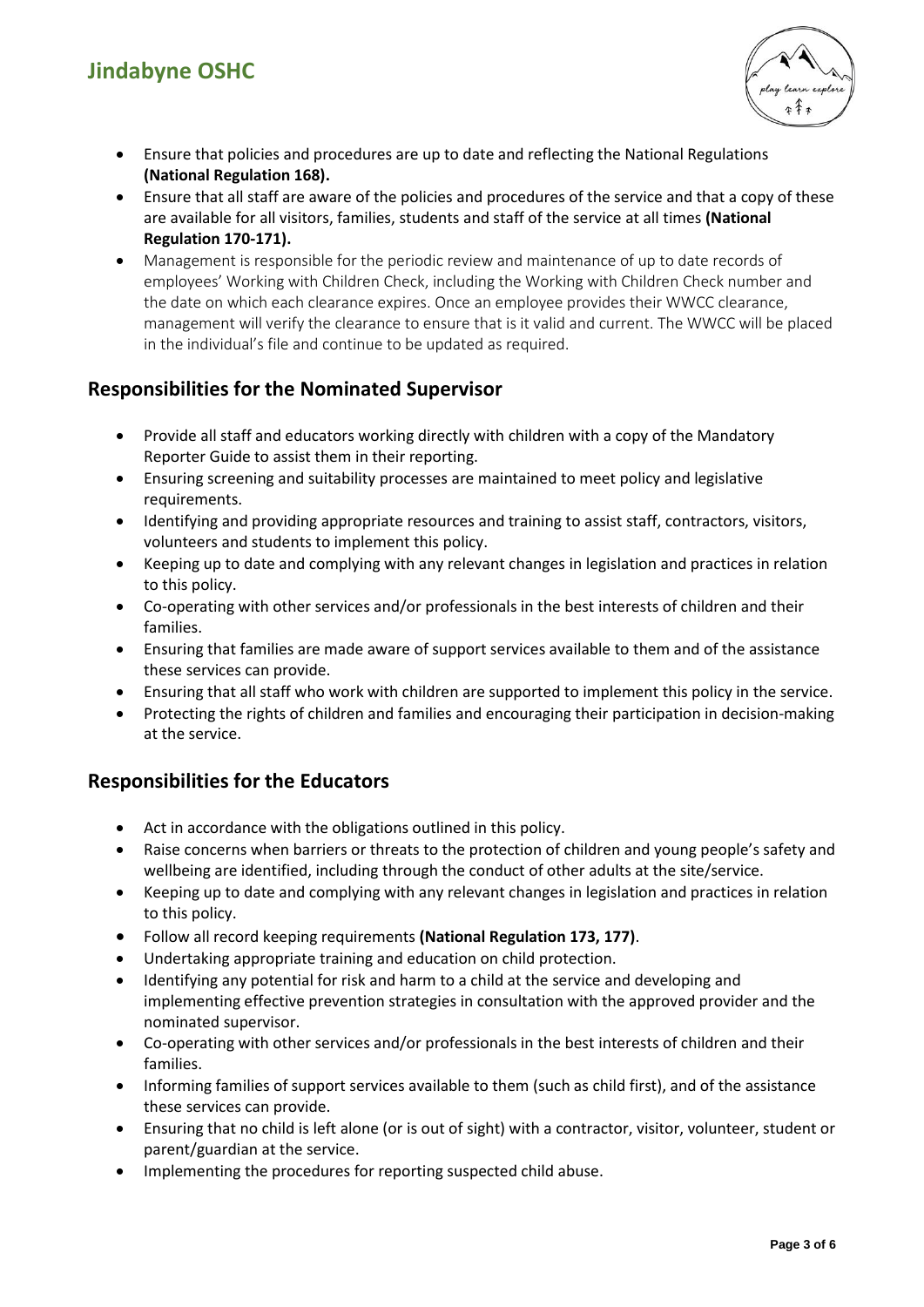- Ensure that policies and procedures are up to date and reflecting the National Regulations **(National Regulation 168).**
- Ensure that all staff are aware of the policies and procedures of the service and that a copy of these are available for all visitors, families, students and staff of the service at all times **(National Regulation 170-171).**
- Management is responsible for the periodic review and maintenance of up to date records of employees' Working with Children Check, including the Working with Children Check number and the date on which each clearance expires. Once an employee provides their WWCC clearance, management will verify the clearance to ensure that is it valid and current. The WWCC will be placed in the individual's file and continue to be updated as required.

## Responsibilities for the Nominated Supervisor

- Provide all staff and educators working directly with children with a copy of the Mandatory Reporter Guide to assist them in their reporting.
- Ensuring screening and suitability processes are maintained to meet policy and legislative requirements.
- Identifying and providing appropriate resources and training to assist staff, contractors, visitors, volunteers and students to implement this policy.
- Keeping up to date and complying with any relevant changes in legislation and practices in relation to this policy.
- Co-operating with other services and/or professionals in the best interests of children and their families.
- Ensuring that families are made aware of support services available to them and of the assistance these services can provide.
- Ensuring that all staff who work with children are supported to implement this policy in the service.
- Protecting the rights of children and families and encouraging their participation in decision-making at the service.

## Responsibilities for the Educators

- Act in accordance with the obligations outlined in this policy.
- Raise concerns when barriers or threats to the protection of children and young people's safety and wellbeing are identified, including through the conduct of other adults at the site/service.
- Keeping up to date and complying with any relevant changes in legislation and practices in relation to this policy.
- Follow all record keeping requirements **(National Regulation 173, 177)**.
- Undertaking appropriate training and education on child protection.
- Identifying any potential for risk and harm to a child at the service and developing and implementing effective prevention strategies in consultation with the approved provider and the nominated supervisor.
- Co-operating with other services and/or professionals in the best interests of children and their families.
- Informing families of support services available to them (such as child first), and of the assistance these services can provide.
- Ensuring that no child is left alone (or is out of sight) with a contractor, visitor, volunteer, student or parent/guardian at the service.
- Implementing the procedures for reporting suspected child abuse.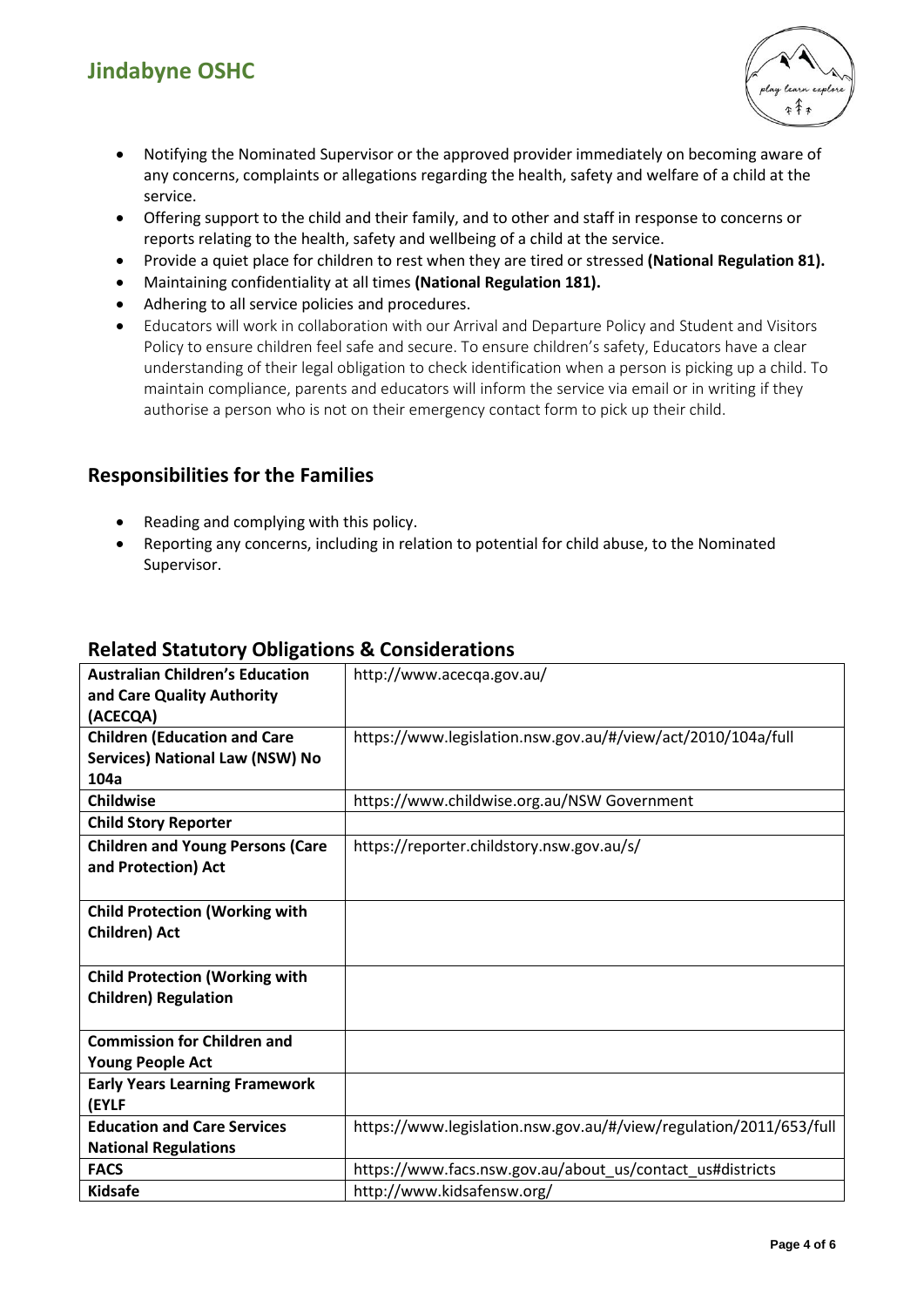- Notifying the Nominated Supervisor or the approved provider immediately on becoming aware of any concerns, complaints or allegations regarding the health, safety and welfare of a child at the service.
- Offering support to the child and their family, and to other and staff in response to concerns or reports relating to the health, safety and wellbeing of a child at the service.
- Provide a quiet place for children to rest when they are tired or stressed **(National Regulation 81).**
- Maintaining confidentiality at all times **(National Regulation 181).**
- Adhering to all service policies and procedures.
- Educators will work in collaboration with our Arrival and Departure Policy and Student and Visitors Policy to ensure children feel safe and secure. To ensure children's safety, Educators have a clear understanding of their legal obligation to check identification when a person is picking up a child. To maintain compliance, parents and educators will inform the service via email or in writing if they authorise a person who is not on their emergency contact form to pick up their child.

## Responsibilities for the Families

- Reading and complying with this policy.
- Reporting any concerns, including in relation to potential for child abuse, to the Nominated Supervisor.

## Related Statutory Obligations & Considerations

| | |
|---|---|
| **Australian Children's Education and Care Quality Authority (ACECQA)** | http://www.acecqa.gov.au/ |
| **Children (Education and Care Services) National Law (NSW) No 104a** | https://www.legislation.nsw.gov.au/#/view/act/2010/104a/full |
| **Childwise** | https://www.childwise.org.au/NSW Government |
| **Child Story Reporter** | |
| **Children and Young Persons (Care and Protection) Act** | https://reporter.childstory.nsw.gov.au/s/ |
| **Child Protection (Working with Children) Act** | |
| **Child Protection (Working with Children) Regulation** | |
| **Commission for Children and Young People Act** | |
| **Early Years Learning Framework (EYLF** | |
| **Education and Care Services National Regulations** | https://www.legislation.nsw.gov.au/#/view/regulation/2011/653/full |
| **FACS** | https://www.facs.nsw.gov.au/about_us/contact_us#districts |
| **Kidsafe** | http://www.kidsafensw.org/ |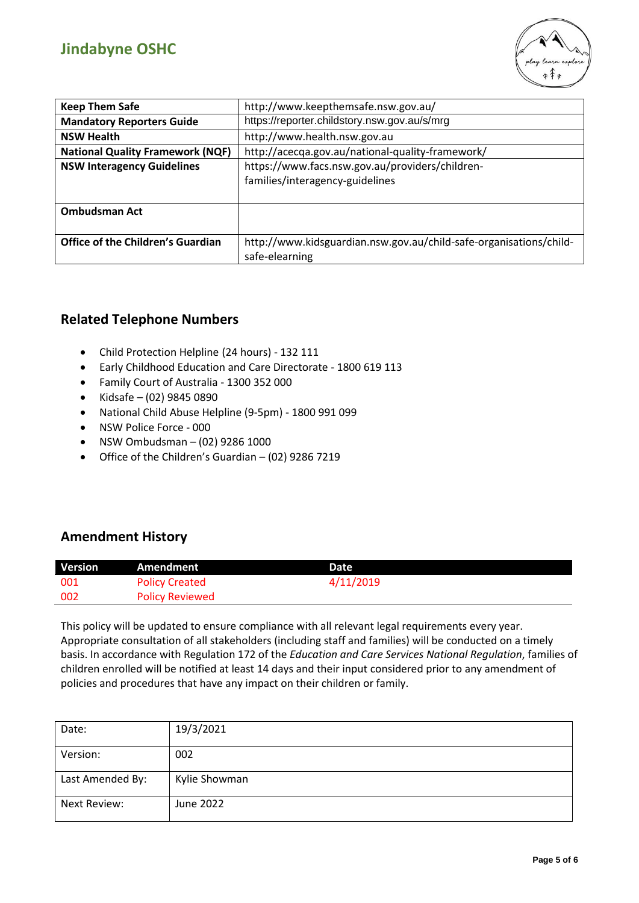| | |
|---|---|
| **Keep Them Safe** | http://www.keepthemsafe.nsw.gov.au/ |
| **Mandatory Reporters Guide** | https://reporter.childstory.nsw.gov.au/s/mrg |
| **NSW Health** | http://www.health.nsw.gov.au |
| **National Quality Framework (NQF)** | http://acecqa.gov.au/national-quality-framework/ |
| **NSW Interagency Guidelines** | https://www.facs.nsw.gov.au/providers/children-families/interagency-guidelines |
| **Ombudsman Act** | |
| **Office of the Children's Guardian** | http://www.kidsguardian.nsw.gov.au/child-safe-organisations/child-safe-elearning |

## Related Telephone Numbers

- Child Protection Helpline (24 hours) - 132 111
- Early Childhood Education and Care Directorate - 1800 619 113
- Family Court of Australia - 1300 352 000
- Kidsafe – (02) 9845 0890
- National Child Abuse Helpline (9-5pm) - 1800 991 099
- NSW Police Force - 000
- NSW Ombudsman – (02) 9286 1000
- Office of the Children's Guardian – (02) 9286 7219

## Amendment History

| Version | Amendment | Date |
|---|---|---|
| 001 | Policy Created | 4/11/2019 |
| 002 | Policy Reviewed | |

This policy will be updated to ensure compliance with all relevant legal requirements every year. Appropriate consultation of all stakeholders (including staff and families) will be conducted on a timely basis. In accordance with Regulation 172 of the *Education and Care Services National Regulation*, families of children enrolled will be notified at least 14 days and their input considered prior to any amendment of policies and procedures that have any impact on their children or family.

| | |
|---|---|
| Date: | 19/3/2021 |
| Version: | 002 |
| Last Amended By: | Kylie Showman |
| Next Review: | June 2022 |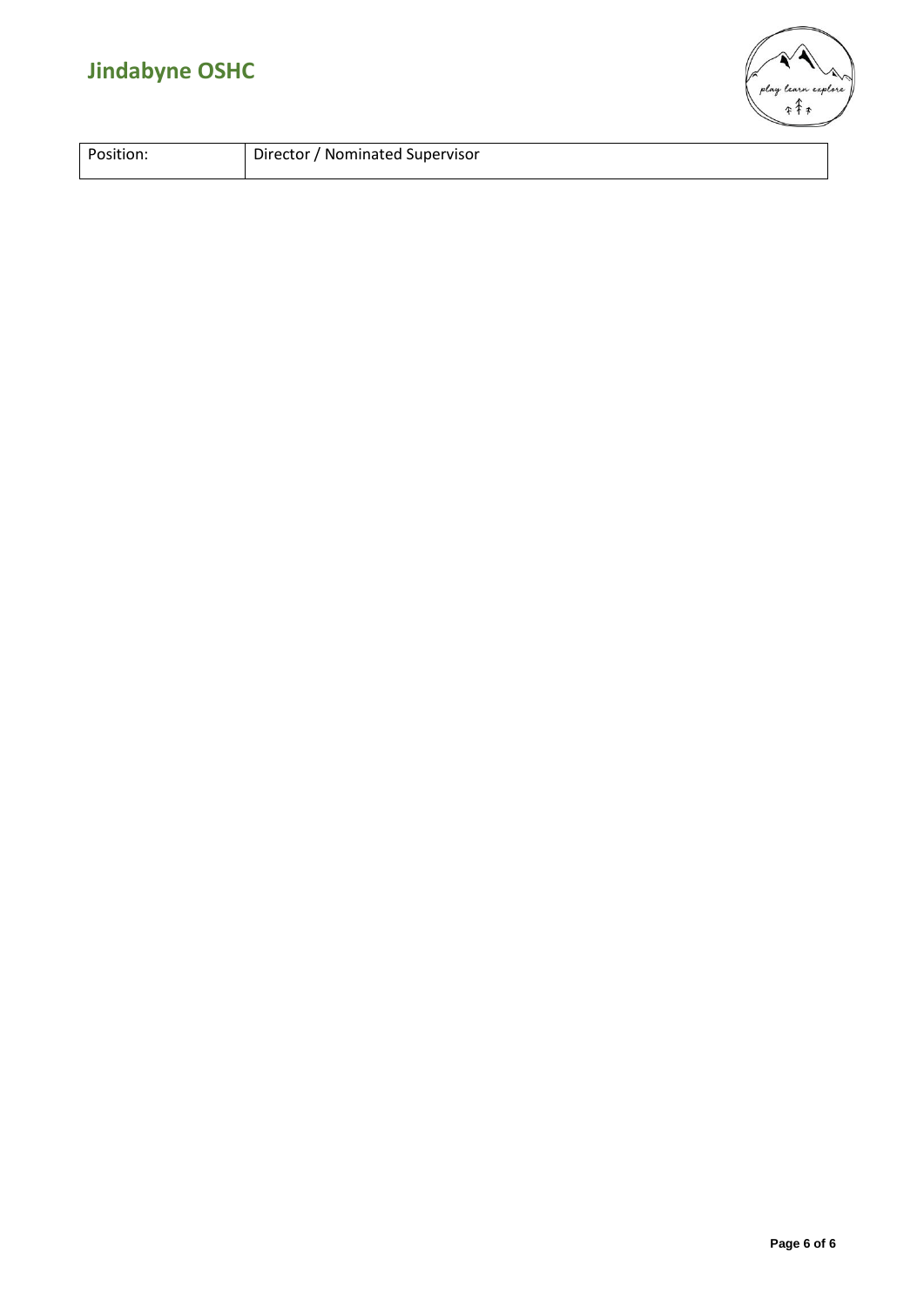| | |
|---|---|
| Position: | Director / Nominated Supervisor |